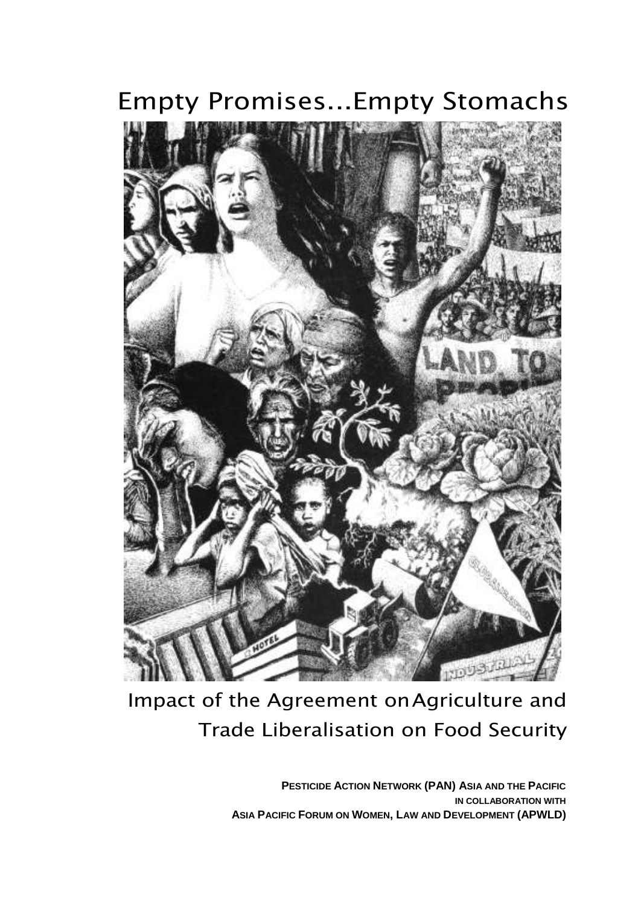# Empty Promises...Empty Stomachs

## Impact of the Agreement on Agriculture and Trade Liberalisation on Food Security

**PESTICIDE ACTION NETWORK (PAN) ASIA AND THE PACIFIC**
**IN COLLABORATION WITH**
**ASIA PACIFIC FORUM ON WOMEN, LAW AND DEVELOPMENT (APWLD)**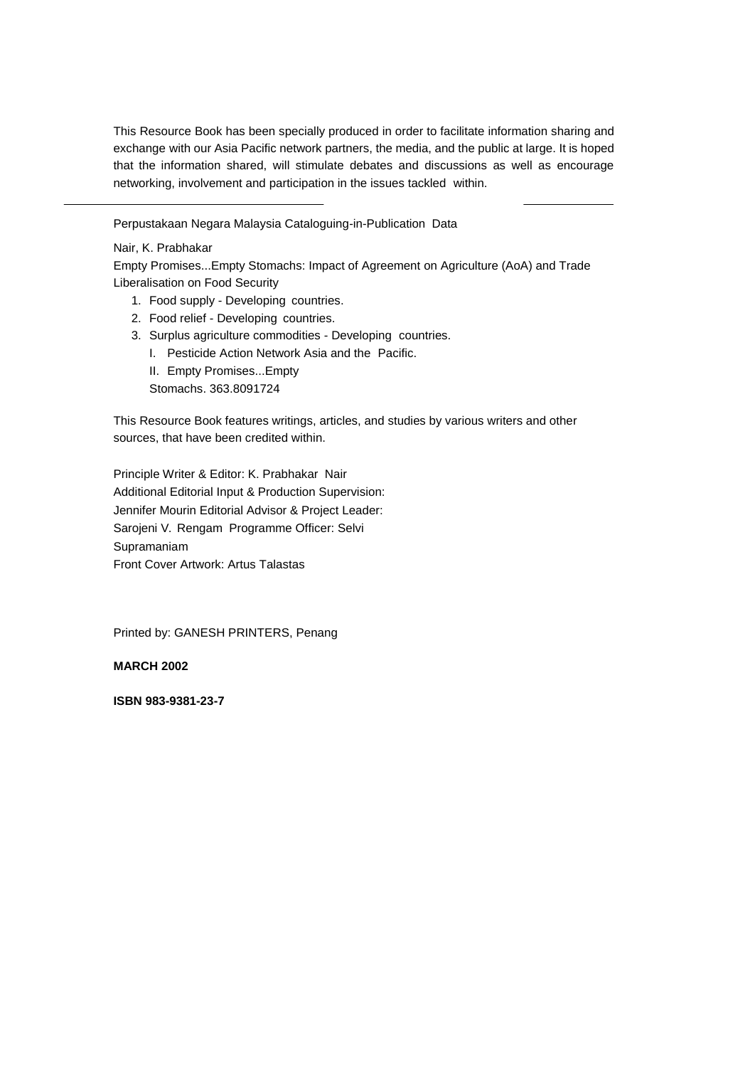This Resource Book has been specially produced in order to facilitate information sharing and exchange with our Asia Pacific network partners, the media, and the public at large. It is hoped that the information shared, will stimulate debates and discussions as well as encourage networking, involvement and participation in the issues tackled within.

---

Perpustakaan Negara Malaysia Cataloguing-in-Publication Data

Nair, K. Prabhakar

Empty Promises...Empty Stomachs: Impact of Agreement on Agriculture (AoA) and Trade Liberalisation on Food Security

1. Food supply - Developing countries.
2. Food relief - Developing countries.
3. Surplus agriculture commodities - Developing countries.
   I. Pesticide Action Network Asia and the Pacific.
   II. Empty Promises...Empty Stomachs. 363.8091724

This Resource Book features writings, articles, and studies by various writers and other sources, that have been credited within.

Principle Writer & Editor: K. Prabhakar Nair
Additional Editorial Input & Production Supervision: Jennifer Mourin
Editorial Advisor & Project Leader: Sarojeni V. Rengam
Programme Officer: Selvi Supramaniam
Front Cover Artwork: Artus Talastas

Printed by: GANESH PRINTERS, Penang

**MARCH 2002**

**ISBN 983-9381-23-7**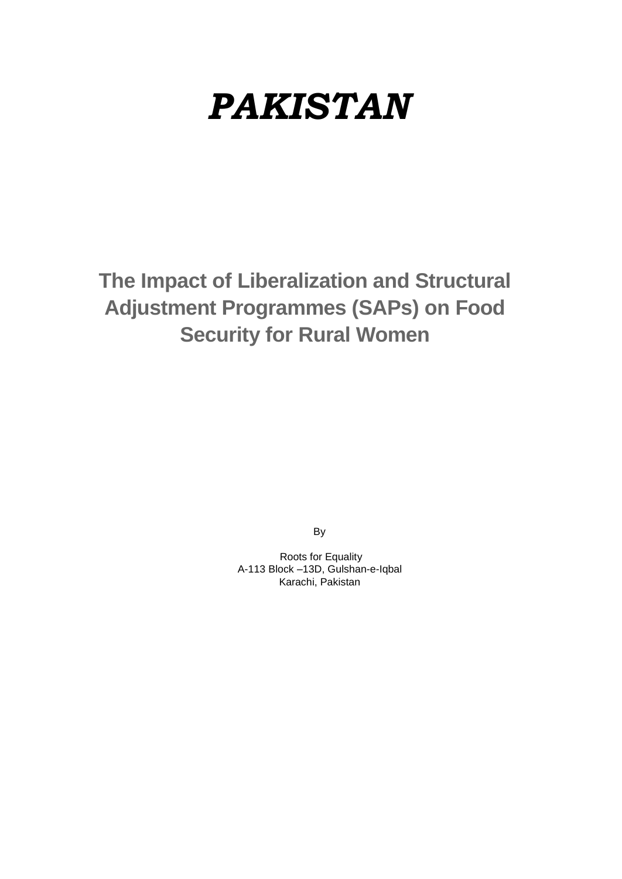# *PAKISTAN*

## The Impact of Liberalization and Structural Adjustment Programmes (SAPs) on Food Security for Rural Women

By

Roots for Equality
A-113 Block –13D, Gulshan-e-Iqbal
Karachi, Pakistan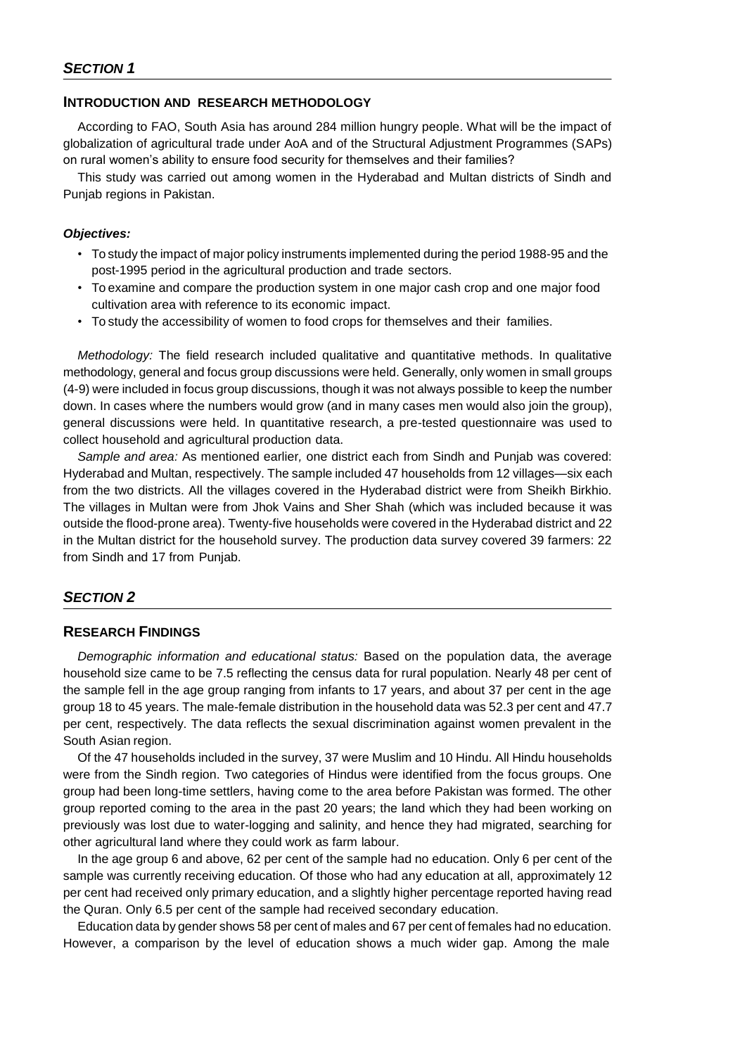## *SECTION 1*

### INTRODUCTION AND RESEARCH METHODOLOGY

According to FAO, South Asia has around 284 million hungry people. What will be the impact of globalization of agricultural trade under AoA and of the Structural Adjustment Programmes (SAPs) on rural women's ability to ensure food security for themselves and their families?

This study was carried out among women in the Hyderabad and Multan districts of Sindh and Punjab regions in Pakistan.

***Objectives:***

- To study the impact of major policy instruments implemented during the period 1988-95 and the post-1995 period in the agricultural production and trade sectors.
- To examine and compare the production system in one major cash crop and one major food cultivation area with reference to its economic impact.
- To study the accessibility of women to food crops for themselves and their families.

*Methodology:* The field research included qualitative and quantitative methods. In qualitative methodology, general and focus group discussions were held. Generally, only women in small groups (4-9) were included in focus group discussions, though it was not always possible to keep the number down. In cases where the numbers would grow (and in many cases men would also join the group), general discussions were held. In quantitative research, a pre-tested questionnaire was used to collect household and agricultural production data.

*Sample and area:* As mentioned earlier, one district each from Sindh and Punjab was covered: Hyderabad and Multan, respectively. The sample included 47 households from 12 villages—six each from the two districts. All the villages covered in the Hyderabad district were from Sheikh Birkhio. The villages in Multan were from Jhok Vains and Sher Shah (which was included because it was outside the flood-prone area). Twenty-five households were covered in the Hyderabad district and 22 in the Multan district for the household survey. The production data survey covered 39 farmers: 22 from Sindh and 17 from Punjab.

## *SECTION 2*

### RESEARCH FINDINGS

*Demographic information and educational status:* Based on the population data, the average household size came to be 7.5 reflecting the census data for rural population. Nearly 48 per cent of the sample fell in the age group ranging from infants to 17 years, and about 37 per cent in the age group 18 to 45 years. The male-female distribution in the household data was 52.3 per cent and 47.7 per cent, respectively. The data reflects the sexual discrimination against women prevalent in the South Asian region.

Of the 47 households included in the survey, 37 were Muslim and 10 Hindu. All Hindu households were from the Sindh region. Two categories of Hindus were identified from the focus groups. One group had been long-time settlers, having come to the area before Pakistan was formed. The other group reported coming to the area in the past 20 years; the land which they had been working on previously was lost due to water-logging and salinity, and hence they had migrated, searching for other agricultural land where they could work as farm labour.

In the age group 6 and above, 62 per cent of the sample had no education. Only 6 per cent of the sample was currently receiving education. Of those who had any education at all, approximately 12 per cent had received only primary education, and a slightly higher percentage reported having read the Quran. Only 6.5 per cent of the sample had received secondary education.

Education data by gender shows 58 per cent of males and 67 per cent of females had no education. However, a comparison by the level of education shows a much wider gap. Among the male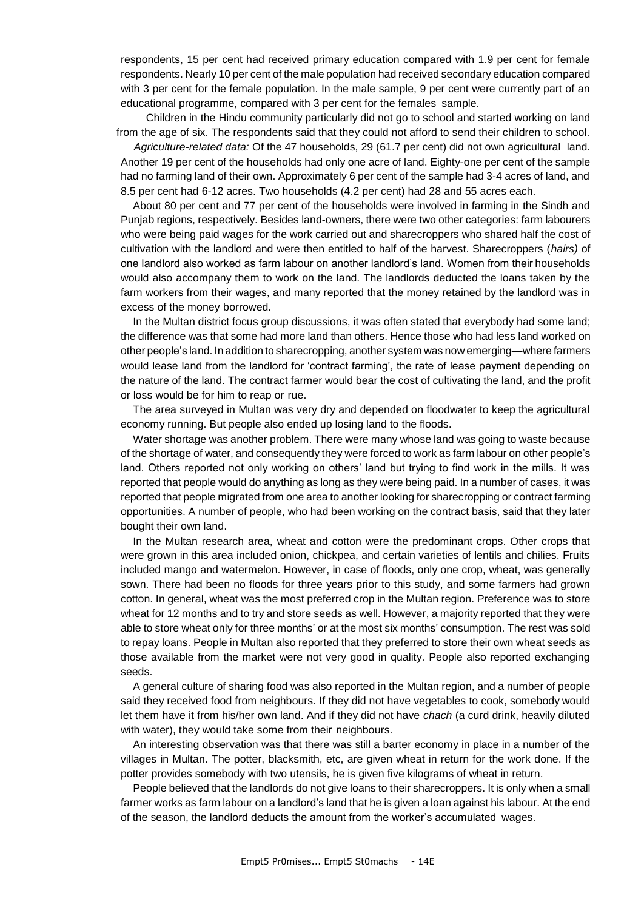respondents, 15 per cent had received primary education compared with 1.9 per cent for female respondents. Nearly 10 per cent of the male population had received secondary education compared with 3 per cent for the female population. In the male sample, 9 per cent were currently part of an educational programme, compared with 3 per cent for the females sample.

Children in the Hindu community particularly did not go to school and started working on land from the age of six. The respondents said that they could not afford to send their children to school.

*Agriculture-related data:* Of the 47 households, 29 (61.7 per cent) did not own agricultural land. Another 19 per cent of the households had only one acre of land. Eighty-one per cent of the sample had no farming land of their own. Approximately 6 per cent of the sample had 3-4 acres of land, and 8.5 per cent had 6-12 acres. Two households (4.2 per cent) had 28 and 55 acres each.

About 80 per cent and 77 per cent of the households were involved in farming in the Sindh and Punjab regions, respectively. Besides land-owners, there were two other categories: farm labourers who were being paid wages for the work carried out and sharecroppers who shared half the cost of cultivation with the landlord and were then entitled to half of the harvest. Sharecroppers (*hairs)* of one landlord also worked as farm labour on another landlord's land. Women from their households would also accompany them to work on the land. The landlords deducted the loans taken by the farm workers from their wages, and many reported that the money retained by the landlord was in excess of the money borrowed.

In the Multan district focus group discussions, it was often stated that everybody had some land; the difference was that some had more land than others. Hence those who had less land worked on other people's land. In addition to sharecropping, another system was now emerging—where farmers would lease land from the landlord for 'contract farming', the rate of lease payment depending on the nature of the land. The contract farmer would bear the cost of cultivating the land, and the profit or loss would be for him to reap or rue.

The area surveyed in Multan was very dry and depended on floodwater to keep the agricultural economy running. But people also ended up losing land to the floods.

Water shortage was another problem. There were many whose land was going to waste because of the shortage of water, and consequently they were forced to work as farm labour on other people's land. Others reported not only working on others' land but trying to find work in the mills. It was reported that people would do anything as long as they were being paid. In a number of cases, it was reported that people migrated from one area to another looking for sharecropping or contract farming opportunities. A number of people, who had been working on the contract basis, said that they later bought their own land.

In the Multan research area, wheat and cotton were the predominant crops. Other crops that were grown in this area included onion, chickpea, and certain varieties of lentils and chilies. Fruits included mango and watermelon. However, in case of floods, only one crop, wheat, was generally sown. There had been no floods for three years prior to this study, and some farmers had grown cotton. In general, wheat was the most preferred crop in the Multan region. Preference was to store wheat for 12 months and to try and store seeds as well. However, a majority reported that they were able to store wheat only for three months' or at the most six months' consumption. The rest was sold to repay loans. People in Multan also reported that they preferred to store their own wheat seeds as those available from the market were not very good in quality. People also reported exchanging seeds.

A general culture of sharing food was also reported in the Multan region, and a number of people said they received food from neighbours. If they did not have vegetables to cook, somebody would let them have it from his/her own land. And if they did not have *chach* (a curd drink, heavily diluted with water), they would take some from their neighbours.

An interesting observation was that there was still a barter economy in place in a number of the villages in Multan. The potter, blacksmith, etc, are given wheat in return for the work done. If the potter provides somebody with two utensils, he is given five kilograms of wheat in return.

People believed that the landlords do not give loans to their sharecroppers. It is only when a small farmer works as farm labour on a landlord's land that he is given a loan against his labour. At the end of the season, the landlord deducts the amount from the worker's accumulated wages.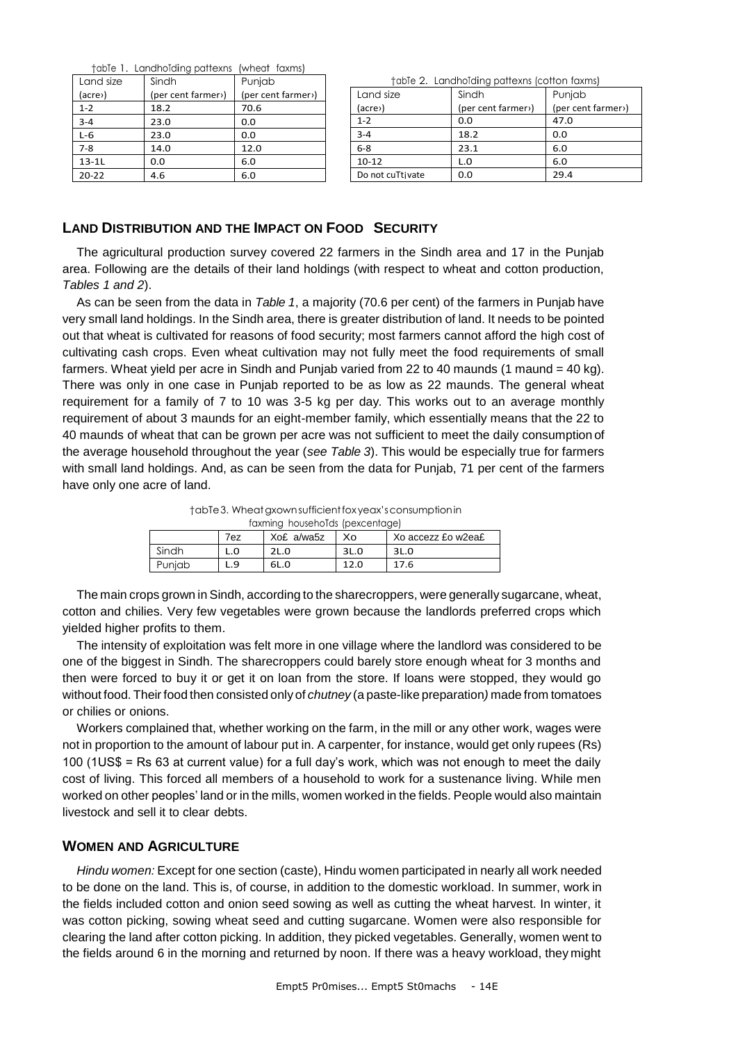Table 1. Landholding patterns (wheat farms)

| Land size (acres) | Sindh (per cent farmers) | Punjab (per cent farmers) |
|---|---|---|
| 1-2 | 18.2 | 70.6 |
| 3-4 | 23.0 | 0.0 |
| 5-6 | 23.0 | 0.0 |
| 7-8 | 14.0 | 12.0 |
| 13-15 | 0.0 | 6.0 |
| 20-22 | 4.6 | 6.0 |

Table 2. Landholding patterns (cotton farms)

| Land size (acres) | Sindh (per cent farmers) | Punjab (per cent farmers) |
|---|---|---|
| 1-2 | 0.0 | 47.0 |
| 3-4 | 18.2 | 0.0 |
| 6-8 | 23.1 | 6.0 |
| 10-12 | 5.0 | 6.0 |
| Do not cultivate | 0.0 | 29.4 |

## LAND DISTRIBUTION AND THE IMPACT ON FOOD SECURITY

The agricultural production survey covered 22 farmers in the Sindh area and 17 in the Punjab area. Following are the details of their land holdings (with respect to wheat and cotton production, *Tables 1 and 2*).

As can be seen from the data in *Table 1*, a majority (70.6 per cent) of the farmers in Punjab have very small land holdings. In the Sindh area, there is greater distribution of land. It needs to be pointed out that wheat is cultivated for reasons of food security; most farmers cannot afford the high cost of cultivating cash crops. Even wheat cultivation may not fully meet the food requirements of small farmers. Wheat yield per acre in Sindh and Punjab varied from 22 to 40 maunds (1 maund = 40 kg). There was only in one case in Punjab reported to be as low as 22 maunds. The general wheat requirement for a family of 7 to 10 was 3-5 kg per day. This works out to an average monthly requirement of about 3 maunds for an eight-member family, which essentially means that the 22 to 40 maunds of wheat that can be grown per acre was not sufficient to meet the daily consumption of the average household throughout the year (*see Table 3*). This would be especially true for farmers with small land holdings. And, as can be seen from the data for Punjab, 71 per cent of the farmers have only one acre of land.

Table 3. Wheat grown sufficient for year's consumption in farming households (percentage)

| | Yes | Not always | No | No access to wheat |
|---|---|---|---|---|
| Sindh | 5.0 | 25.0 | 35.0 | 35.0 |
| Punjab | 5.9 | 65.0 | 12.0 | 17.6 |

The main crops grown in Sindh, according to the sharecroppers, were generally sugarcane, wheat, cotton and chilies. Very few vegetables were grown because the landlords preferred crops which yielded higher profits to them.

The intensity of exploitation was felt more in one village where the landlord was considered to be one of the biggest in Sindh. The sharecroppers could barely store enough wheat for 3 months and then were forced to buy it or get it on loan from the store. If loans were stopped, they would go without food. Their food then consisted only of *chutney* (a paste-like preparation*)* made from tomatoes or chilies or onions.

Workers complained that, whether working on the farm, in the mill or any other work, wages were not in proportion to the amount of labour put in. A carpenter, for instance, would get only rupees (Rs) 100 (1US$ = Rs 63 at current value) for a full day's work, which was not enough to meet the daily cost of living. This forced all members of a household to work for a sustenance living. While men worked on other peoples' land or in the mills, women worked in the fields. People would also maintain livestock and sell it to clear debts.

## WOMEN AND AGRICULTURE

*Hindu women:* Except for one section (caste), Hindu women participated in nearly all work needed to be done on the land. This is, of course, in addition to the domestic workload. In summer, work in the fields included cotton and onion seed sowing as well as cutting the wheat harvest. In winter, it was cotton picking, sowing wheat seed and cutting sugarcane. Women were also responsible for clearing the land after cotton picking. In addition, they picked vegetables. Generally, women went to the fields around 6 in the morning and returned by noon. If there was a heavy workload, they might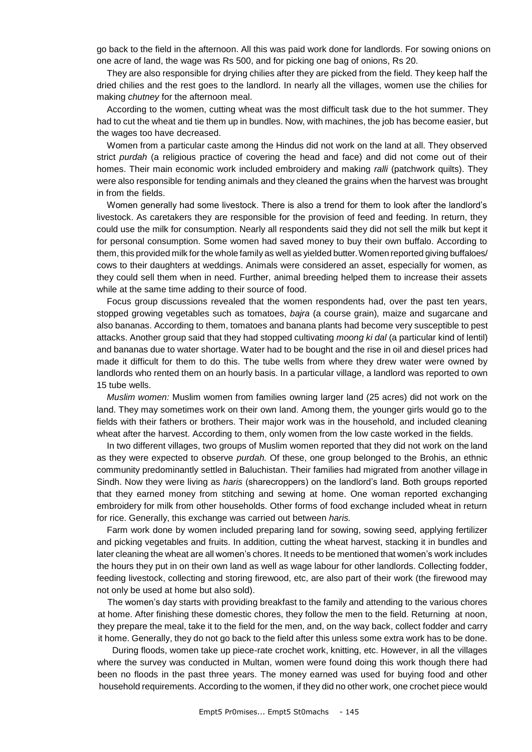go back to the field in the afternoon. All this was paid work done for landlords. For sowing onions on one acre of land, the wage was Rs 500, and for picking one bag of onions, Rs 20.

They are also responsible for drying chilies after they are picked from the field. They keep half the dried chilies and the rest goes to the landlord. In nearly all the villages, women use the chilies for making *chutney* for the afternoon meal.

According to the women, cutting wheat was the most difficult task due to the hot summer. They had to cut the wheat and tie them up in bundles. Now, with machines, the job has become easier, but the wages too have decreased.

Women from a particular caste among the Hindus did not work on the land at all. They observed strict *purdah* (a religious practice of covering the head and face) and did not come out of their homes. Their main economic work included embroidery and making *ralli* (patchwork quilts). They were also responsible for tending animals and they cleaned the grains when the harvest was brought in from the fields.

Women generally had some livestock. There is also a trend for them to look after the landlord's livestock. As caretakers they are responsible for the provision of feed and feeding. In return, they could use the milk for consumption. Nearly all respondents said they did not sell the milk but kept it for personal consumption. Some women had saved money to buy their own buffalo. According to them, this provided milk for the whole family as well as yielded butter. Women reported giving buffaloes/cows to their daughters at weddings. Animals were considered an asset, especially for women, as they could sell them when in need. Further, animal breeding helped them to increase their assets while at the same time adding to their source of food.

Focus group discussions revealed that the women respondents had, over the past ten years, stopped growing vegetables such as tomatoes, *bajra* (a course grain)*,* maize and sugarcane and also bananas. According to them, tomatoes and banana plants had become very susceptible to pest attacks. Another group said that they had stopped cultivating *moong ki dal* (a particular kind of lentil) and bananas due to water shortage. Water had to be bought and the rise in oil and diesel prices had made it difficult for them to do this. The tube wells from where they drew water were owned by landlords who rented them on an hourly basis. In a particular village, a landlord was reported to own 15 tube wells.

*Muslim women:* Muslim women from families owning larger land (25 acres) did not work on the land. They may sometimes work on their own land. Among them, the younger girls would go to the fields with their fathers or brothers. Their major work was in the household, and included cleaning wheat after the harvest. According to them, only women from the low caste worked in the fields.

In two different villages, two groups of Muslim women reported that they did not work on the land as they were expected to observe *purdah.* Of these, one group belonged to the Brohis, an ethnic community predominantly settled in Baluchistan. Their families had migrated from another village in Sindh. Now they were living as *haris* (sharecroppers) on the landlord's land. Both groups reported that they earned money from stitching and sewing at home. One woman reported exchanging embroidery for milk from other households. Other forms of food exchange included wheat in return for rice. Generally, this exchange was carried out between *haris.*

Farm work done by women included preparing land for sowing, sowing seed, applying fertilizer and picking vegetables and fruits. In addition, cutting the wheat harvest, stacking it in bundles and later cleaning the wheat are all women's chores. It needs to be mentioned that women's work includes the hours they put in on their own land as well as wage labour for other landlords. Collecting fodder, feeding livestock, collecting and storing firewood, etc, are also part of their work (the firewood may not only be used at home but also sold).

The women's day starts with providing breakfast to the family and attending to the various chores at home. After finishing these domestic chores, they follow the men to the field. Returning at noon, they prepare the meal, take it to the field for the men, and, on the way back, collect fodder and carry it home. Generally, they do not go back to the field after this unless some extra work has to be done.

During floods, women take up piece-rate crochet work, knitting, etc. However, in all the villages where the survey was conducted in Multan, women were found doing this work though there had been no floods in the past three years. The money earned was used for buying food and other household requirements. According to the women, if they did no other work, one crochet piece would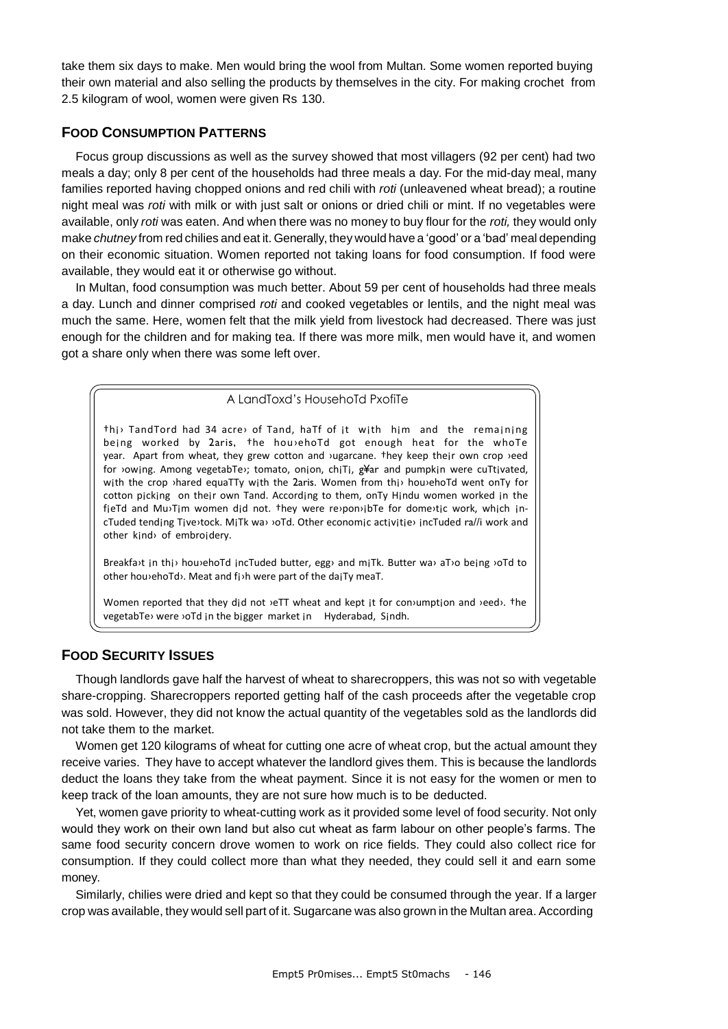take them six days to make. Men would bring the wool from Multan. Some women reported buying their own material and also selling the products by themselves in the city. For making crochet from 2.5 kilogram of wool, women were given Rs 130.

## FOOD CONSUMPTION PATTERNS

Focus group discussions as well as the survey showed that most villagers (92 per cent) had two meals a day; only 8 per cent of the households had three meals a day. For the mid-day meal, many families reported having chopped onions and red chili with *roti* (unleavened wheat bread); a routine night meal was *roti* with milk or with just salt or onions or dried chili or mint. If no vegetables were available, only *roti* was eaten. And when there was no money to buy flour for the *roti,* they would only make *chutney* from red chilies and eat it. Generally, they would have a 'good' or a 'bad' meal depending on their economic situation. Women reported not taking loans for food consumption. If food were available, they would eat it or otherwise go without.

In Multan, food consumption was much better. About 59 per cent of households had three meals a day. Lunch and dinner comprised *roti* and cooked vegetables or lentils, and the night meal was much the same. Here, women felt that the milk yield from livestock had decreased. There was just enough for the children and for making tea. If there was more milk, men would have it, and women got a share only when there was some left over.

> **A Landlord's Household Profile**
>
> This landlord had 34 acres of land, half of it with him and the remaining being worked by *haris*. The household got enough wheat for the whole year. Apart from wheat, they grew cotton and sugarcane. They keep their own crop seed for sowing. Among vegetables; tomato, onion, chili, guar and pumpkin were cultivated, with the crop shared equally with the *haris*. Women from this household went only for cotton picking on their own land. According to them, only Hindu women worked in the field and Muslim women did not. They were responsible for domestic work, which included tending livestock. Milk was sold. Other economic activities included ralli work and other kinds of embroidery.
>
> Breakfast in this household included butter, eggs and milk. Butter was also being sold to other households. Meat and fish were part of the daily meal.
>
> Women reported that they did not sell wheat and kept it for consumption and seeds. The vegetables were sold in the bigger market in Hyderabad, Sindh.

## FOOD SECURITY ISSUES

Though landlords gave half the harvest of wheat to sharecroppers, this was not so with vegetable share-cropping. Sharecroppers reported getting half of the cash proceeds after the vegetable crop was sold. However, they did not know the actual quantity of the vegetables sold as the landlords did not take them to the market.

Women get 120 kilograms of wheat for cutting one acre of wheat crop, but the actual amount they receive varies. They have to accept whatever the landlord gives them. This is because the landlords deduct the loans they take from the wheat payment. Since it is not easy for the women or men to keep track of the loan amounts, they are not sure how much is to be deducted.

Yet, women gave priority to wheat-cutting work as it provided some level of food security. Not only would they work on their own land but also cut wheat as farm labour on other people's farms. The same food security concern drove women to work on rice fields. They could also collect rice for consumption. If they could collect more than what they needed, they could sell it and earn some money.

Similarly, chilies were dried and kept so that they could be consumed through the year. If a larger crop was available, they would sell part of it. Sugarcane was also grown in the Multan area. According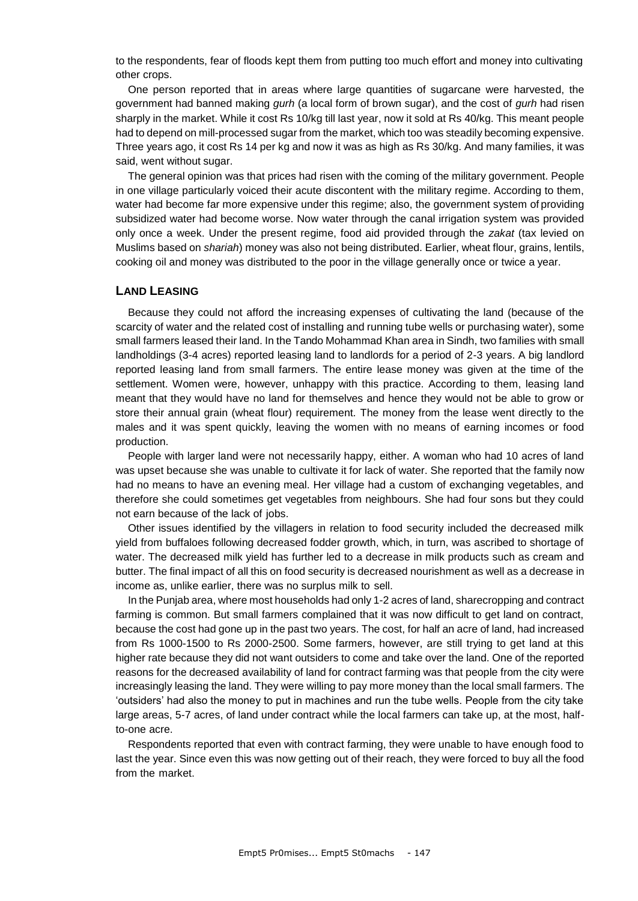to the respondents, fear of floods kept them from putting too much effort and money into cultivating other crops.

One person reported that in areas where large quantities of sugarcane were harvested, the government had banned making *gurh* (a local form of brown sugar), and the cost of *gurh* had risen sharply in the market. While it cost Rs 10/kg till last year, now it sold at Rs 40/kg. This meant people had to depend on mill-processed sugar from the market, which too was steadily becoming expensive. Three years ago, it cost Rs 14 per kg and now it was as high as Rs 30/kg. And many families, it was said, went without sugar.

The general opinion was that prices had risen with the coming of the military government. People in one village particularly voiced their acute discontent with the military regime. According to them, water had become far more expensive under this regime; also, the government system of providing subsidized water had become worse. Now water through the canal irrigation system was provided only once a week. Under the present regime, food aid provided through the *zakat* (tax levied on Muslims based on *shariah*) money was also not being distributed. Earlier, wheat flour, grains, lentils, cooking oil and money was distributed to the poor in the village generally once or twice a year.

## LAND LEASING

Because they could not afford the increasing expenses of cultivating the land (because of the scarcity of water and the related cost of installing and running tube wells or purchasing water), some small farmers leased their land. In the Tando Mohammad Khan area in Sindh, two families with small landholdings (3-4 acres) reported leasing land to landlords for a period of 2-3 years. A big landlord reported leasing land from small farmers. The entire lease money was given at the time of the settlement. Women were, however, unhappy with this practice. According to them, leasing land meant that they would have no land for themselves and hence they would not be able to grow or store their annual grain (wheat flour) requirement. The money from the lease went directly to the males and it was spent quickly, leaving the women with no means of earning incomes or food production.

People with larger land were not necessarily happy, either. A woman who had 10 acres of land was upset because she was unable to cultivate it for lack of water. She reported that the family now had no means to have an evening meal. Her village had a custom of exchanging vegetables, and therefore she could sometimes get vegetables from neighbours. She had four sons but they could not earn because of the lack of jobs.

Other issues identified by the villagers in relation to food security included the decreased milk yield from buffaloes following decreased fodder growth, which, in turn, was ascribed to shortage of water. The decreased milk yield has further led to a decrease in milk products such as cream and butter. The final impact of all this on food security is decreased nourishment as well as a decrease in income as, unlike earlier, there was no surplus milk to sell.

In the Punjab area, where most households had only 1-2 acres of land, sharecropping and contract farming is common. But small farmers complained that it was now difficult to get land on contract, because the cost had gone up in the past two years. The cost, for half an acre of land, had increased from Rs 1000-1500 to Rs 2000-2500. Some farmers, however, are still trying to get land at this higher rate because they did not want outsiders to come and take over the land. One of the reported reasons for the decreased availability of land for contract farming was that people from the city were increasingly leasing the land. They were willing to pay more money than the local small farmers. The 'outsiders' had also the money to put in machines and run the tube wells. People from the city take large areas, 5-7 acres, of land under contract while the local farmers can take up, at the most, half-to-one acre.

Respondents reported that even with contract farming, they were unable to have enough food to last the year. Since even this was now getting out of their reach, they were forced to buy all the food from the market.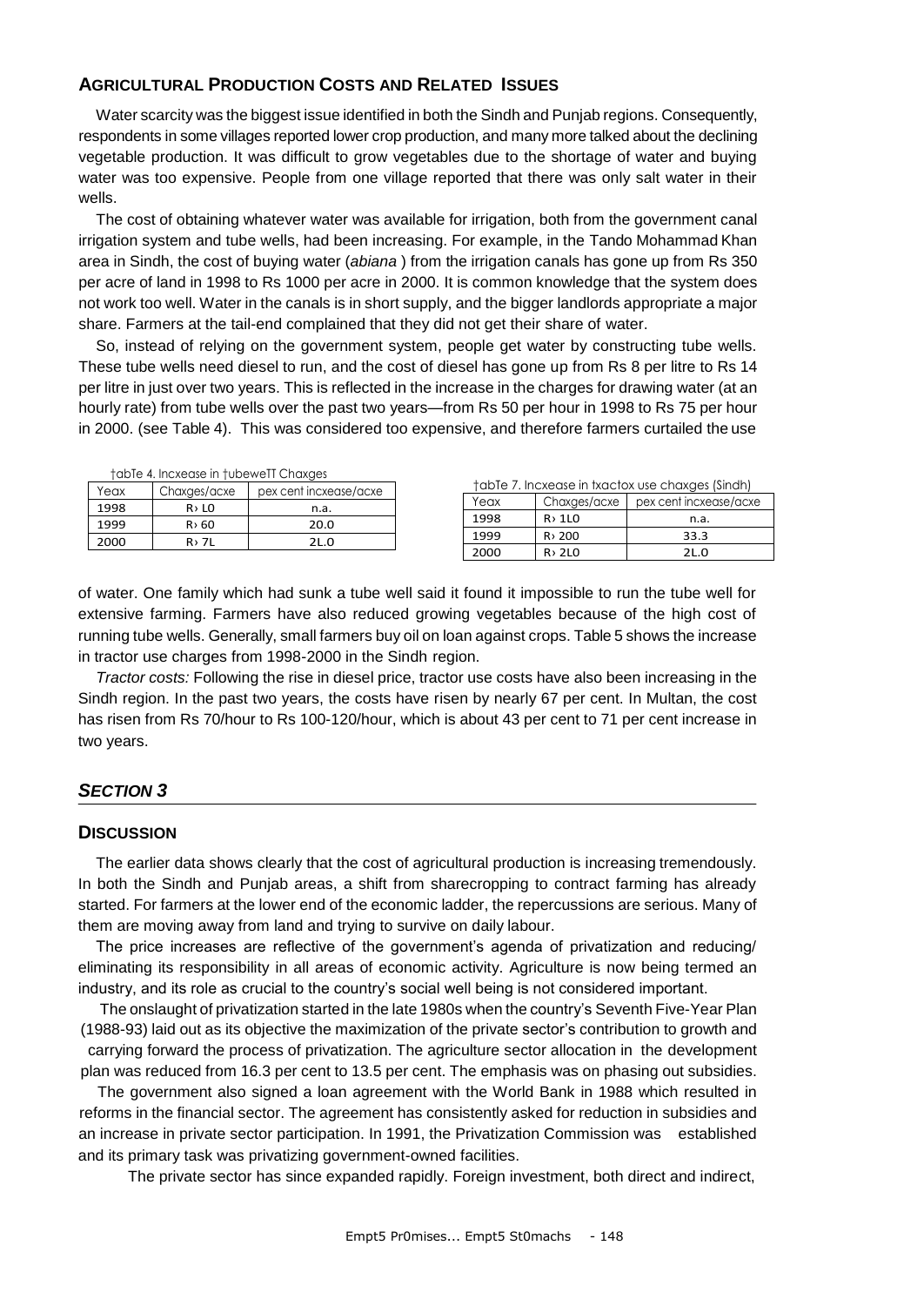## AGRICULTURAL PRODUCTION COSTS AND RELATED ISSUES

Water scarcity was the biggest issue identified in both the Sindh and Punjab regions. Consequently, respondents in some villages reported lower crop production, and many more talked about the declining vegetable production. It was difficult to grow vegetables due to the shortage of water and buying water was too expensive. People from one village reported that there was only salt water in their wells.

The cost of obtaining whatever water was available for irrigation, both from the government canal irrigation system and tube wells, had been increasing. For example, in the Tando Mohammad Khan area in Sindh, the cost of buying water (*abiana* ) from the irrigation canals has gone up from Rs 350 per acre of land in 1998 to Rs 1000 per acre in 2000. It is common knowledge that the system does not work too well. Water in the canals is in short supply, and the bigger landlords appropriate a major share. Farmers at the tail-end complained that they did not get their share of water.

So, instead of relying on the government system, people get water by constructing tube wells. These tube wells need diesel to run, and the cost of diesel has gone up from Rs 8 per litre to Rs 14 per litre in just over two years. This is reflected in the increase in the charges for drawing water (at an hourly rate) from tube wells over the past two years—from Rs 50 per hour in 1998 to Rs 75 per hour in 2000. (see Table 4). This was considered too expensive, and therefore farmers curtailed the use

†abTe 4. Incxease in †ubeweTT Chaxges

| Yeax | Chaxges/acxe | pex cent incxease/acxe |
|---|---|---|
| 1998 | R› L0 | n.a. |
| 1999 | R› 60 | 20.0 |
| 2000 | R› 7L | 2L.0 |

†abTe 7. Incxease in txactox use chaxges (Sindh)

| Yeax | Chaxges/acxe | pex cent incxease/acxe |
|---|---|---|
| 1998 | R› 1L0 | n.a. |
| 1999 | R› 200 | 33.3 |
| 2000 | R› 2L0 | 2L.0 |

of water. One family which had sunk a tube well said it found it impossible to run the tube well for extensive farming. Farmers have also reduced growing vegetables because of the high cost of running tube wells. Generally, small farmers buy oil on loan against crops. Table 5 shows the increase in tractor use charges from 1998-2000 in the Sindh region.

*Tractor costs:* Following the rise in diesel price, tractor use costs have also been increasing in the Sindh region. In the past two years, the costs have risen by nearly 67 per cent. In Multan, the cost has risen from Rs 70/hour to Rs 100-120/hour, which is about 43 per cent to 71 per cent increase in two years.

## *SECTION 3*

## DISCUSSION

The earlier data shows clearly that the cost of agricultural production is increasing tremendously. In both the Sindh and Punjab areas, a shift from sharecropping to contract farming has already started. For farmers at the lower end of the economic ladder, the repercussions are serious. Many of them are moving away from land and trying to survive on daily labour.

The price increases are reflective of the government's agenda of privatization and reducing/ eliminating its responsibility in all areas of economic activity. Agriculture is now being termed an industry, and its role as crucial to the country's social well being is not considered important.

The onslaught of privatization started in the late 1980s when the country's Seventh Five-Year Plan (1988-93) laid out as its objective the maximization of the private sector's contribution to growth and carrying forward the process of privatization. The agriculture sector allocation in the development plan was reduced from 16.3 per cent to 13.5 per cent. The emphasis was on phasing out subsidies.

The government also signed a loan agreement with the World Bank in 1988 which resulted in reforms in the financial sector. The agreement has consistently asked for reduction in subsidies and an increase in private sector participation. In 1991, the Privatization Commission was established and its primary task was privatizing government-owned facilities.

The private sector has since expanded rapidly. Foreign investment, both direct and indirect,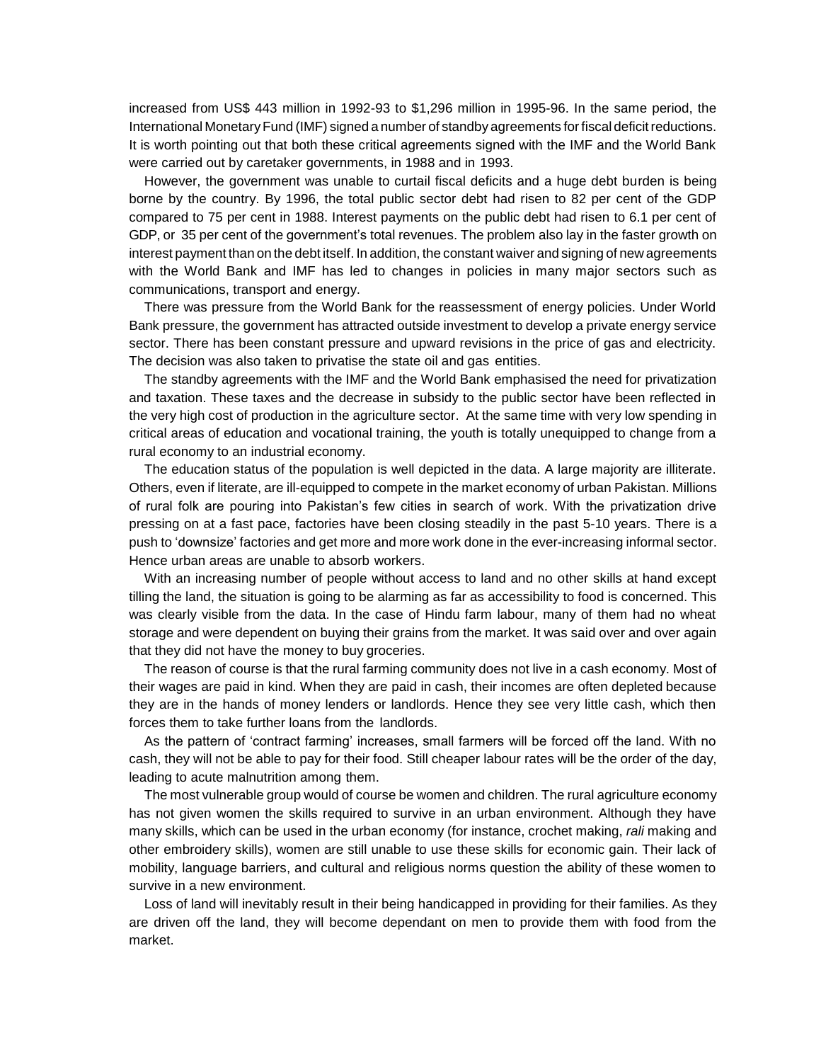increased from US$ 443 million in 1992-93 to $1,296 million in 1995-96. In the same period, the International Monetary Fund (IMF) signed a number of standby agreements for fiscal deficit reductions. It is worth pointing out that both these critical agreements signed with the IMF and the World Bank were carried out by caretaker governments, in 1988 and in 1993.

However, the government was unable to curtail fiscal deficits and a huge debt burden is being borne by the country. By 1996, the total public sector debt had risen to 82 per cent of the GDP compared to 75 per cent in 1988. Interest payments on the public debt had risen to 6.1 per cent of GDP, or 35 per cent of the government's total revenues. The problem also lay in the faster growth on interest payment than on the debt itself. In addition, the constant waiver and signing of new agreements with the World Bank and IMF has led to changes in policies in many major sectors such as communications, transport and energy.

There was pressure from the World Bank for the reassessment of energy policies. Under World Bank pressure, the government has attracted outside investment to develop a private energy service sector. There has been constant pressure and upward revisions in the price of gas and electricity. The decision was also taken to privatise the state oil and gas entities.

The standby agreements with the IMF and the World Bank emphasised the need for privatization and taxation. These taxes and the decrease in subsidy to the public sector have been reflected in the very high cost of production in the agriculture sector. At the same time with very low spending in critical areas of education and vocational training, the youth is totally unequipped to change from a rural economy to an industrial economy.

The education status of the population is well depicted in the data. A large majority are illiterate. Others, even if literate, are ill-equipped to compete in the market economy of urban Pakistan. Millions of rural folk are pouring into Pakistan's few cities in search of work. With the privatization drive pressing on at a fast pace, factories have been closing steadily in the past 5-10 years. There is a push to 'downsize' factories and get more and more work done in the ever-increasing informal sector. Hence urban areas are unable to absorb workers.

With an increasing number of people without access to land and no other skills at hand except tilling the land, the situation is going to be alarming as far as accessibility to food is concerned. This was clearly visible from the data. In the case of Hindu farm labour, many of them had no wheat storage and were dependent on buying their grains from the market. It was said over and over again that they did not have the money to buy groceries.

The reason of course is that the rural farming community does not live in a cash economy. Most of their wages are paid in kind. When they are paid in cash, their incomes are often depleted because they are in the hands of money lenders or landlords. Hence they see very little cash, which then forces them to take further loans from the landlords.

As the pattern of 'contract farming' increases, small farmers will be forced off the land. With no cash, they will not be able to pay for their food. Still cheaper labour rates will be the order of the day, leading to acute malnutrition among them.

The most vulnerable group would of course be women and children. The rural agriculture economy has not given women the skills required to survive in an urban environment. Although they have many skills, which can be used in the urban economy (for instance, crochet making, *rali* making and other embroidery skills), women are still unable to use these skills for economic gain. Their lack of mobility, language barriers, and cultural and religious norms question the ability of these women to survive in a new environment.

Loss of land will inevitably result in their being handicapped in providing for their families. As they are driven off the land, they will become dependant on men to provide them with food from the market.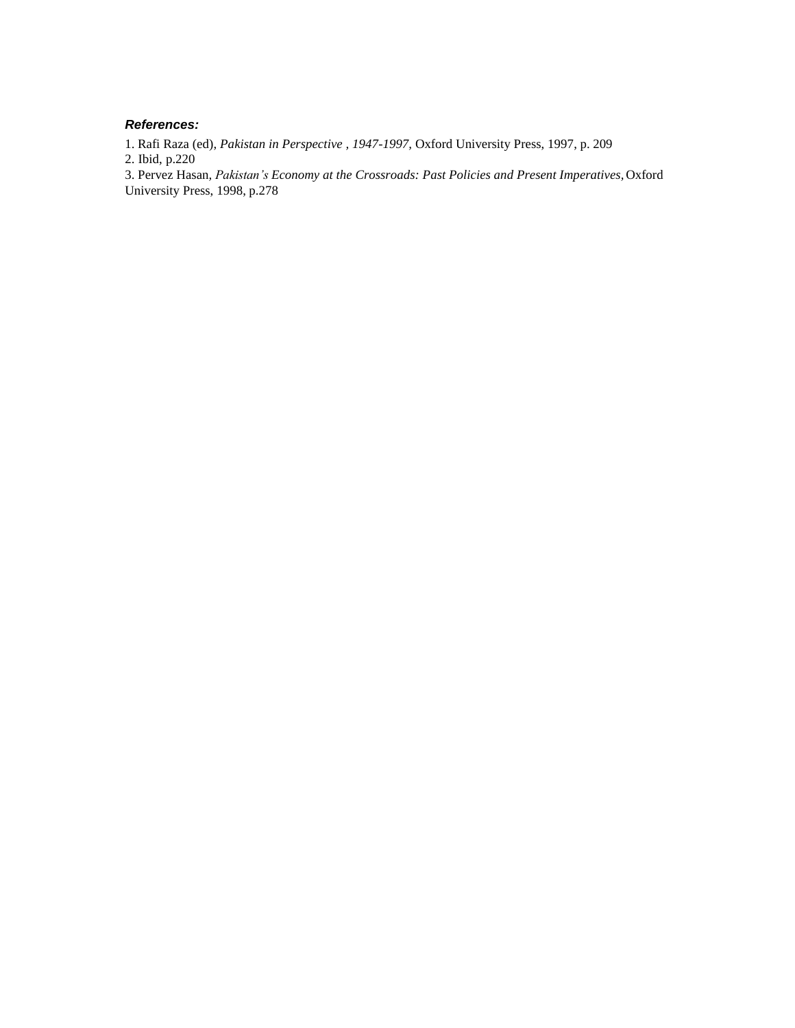***References:***

1. Rafi Raza (ed), *Pakistan in Perspective , 1947-1997,* Oxford University Press, 1997, p. 209
2. Ibid, p.220
3. Pervez Hasan, *Pakistan's Economy at the Crossroads: Past Policies and Present Imperatives,* Oxford University Press, 1998, p.278